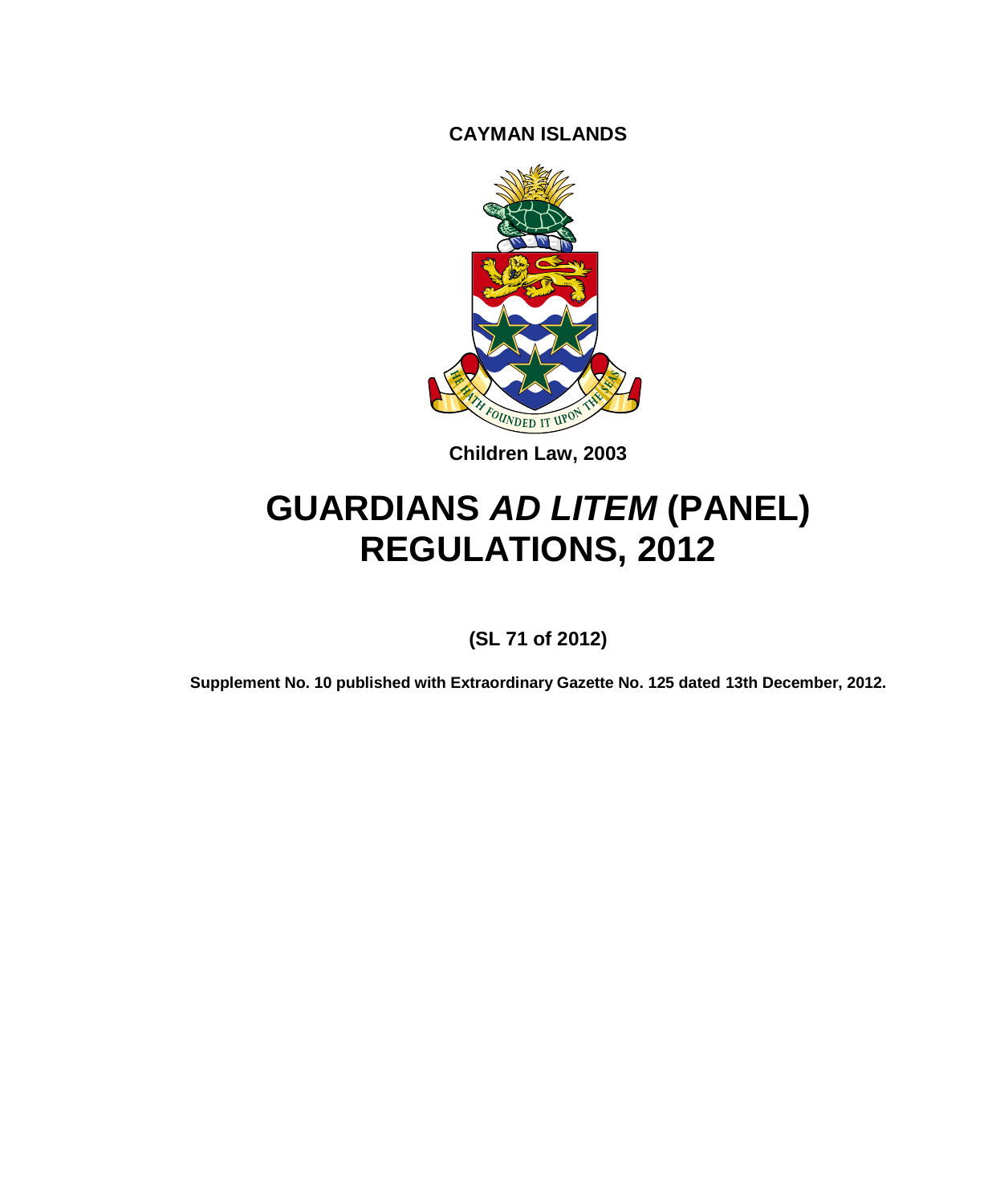**CAYMAN ISLANDS**

**Children Law, 2003**

# GUARDIANS *AD LITEM* (PANEL) REGULATIONS, 2012

**(SL 71 of 2012)**

**Supplement No. 10 published with Extraordinary Gazette No. 125 dated 13th December, 2012.**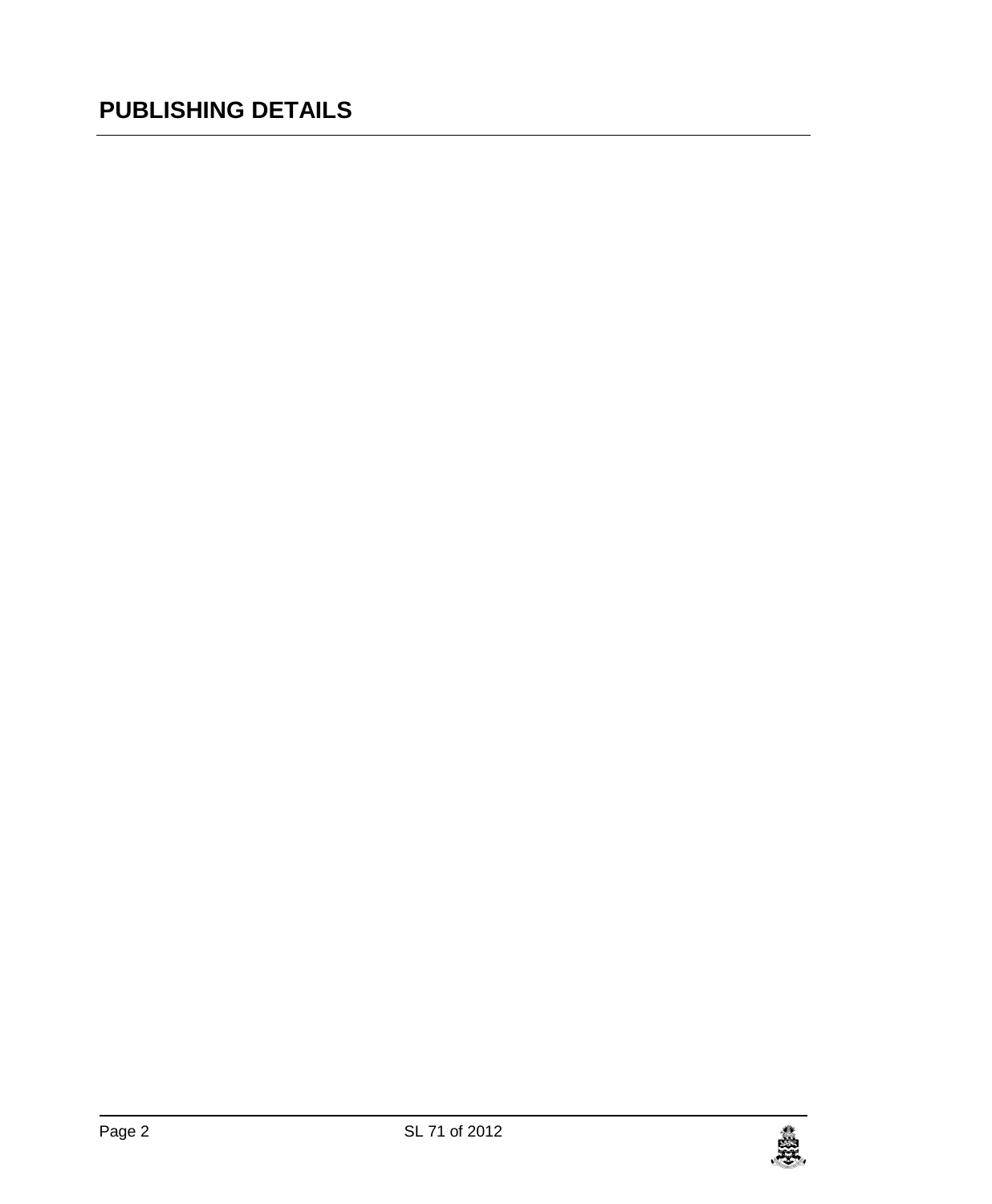# PUBLISHING DETAILS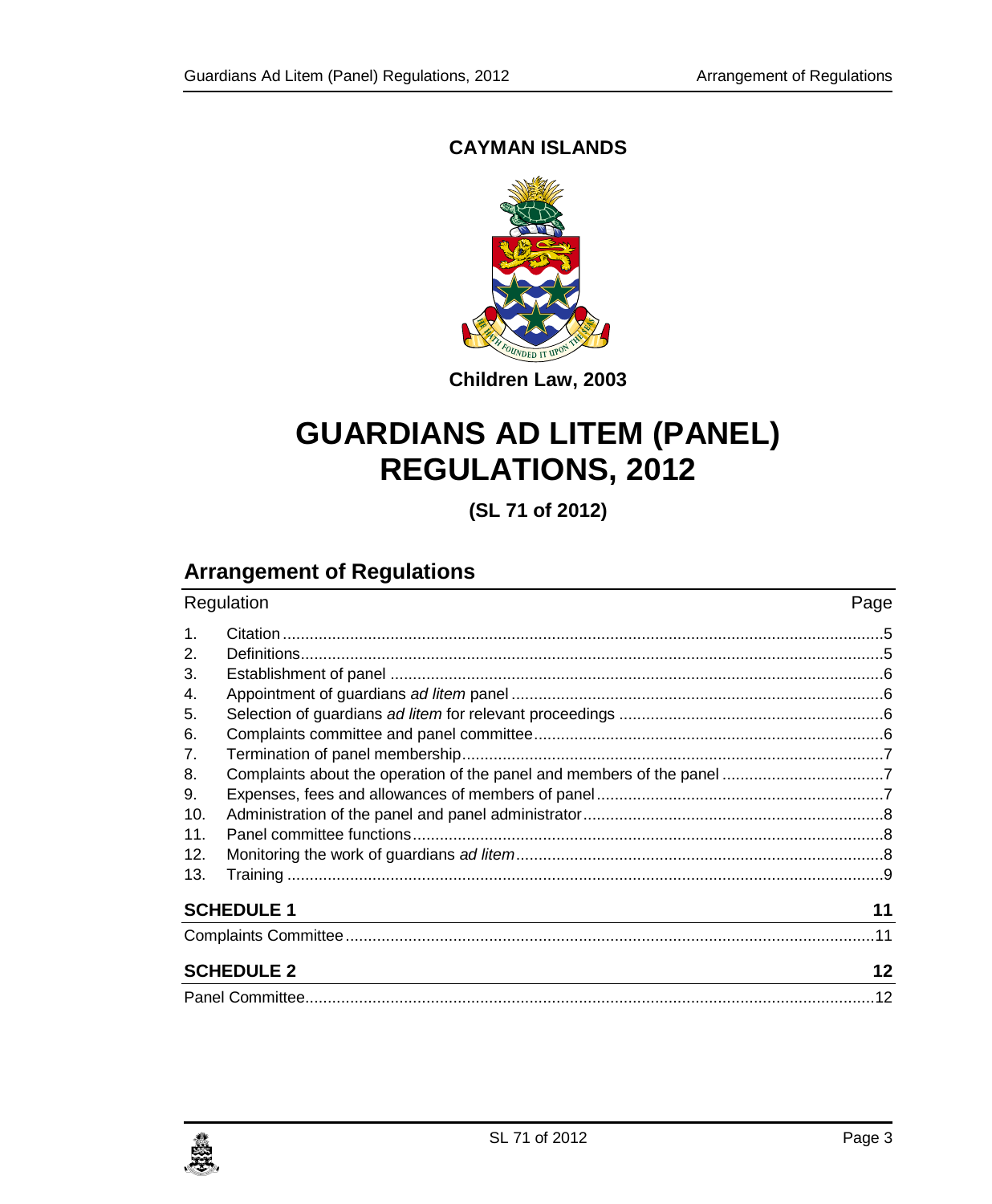**CAYMAN ISLANDS**

**Children Law, 2003**

# GUARDIANS AD LITEM (PANEL) REGULATIONS, 2012

**(SL 71 of 2012)**

## Arrangement of Regulations

| Regulation | | Page |
|---|---|---|
| 1. | Citation | 5 |
| 2. | Definitions | 5 |
| 3. | Establishment of panel | 6 |
| 4. | Appointment of guardians *ad litem* panel | 6 |
| 5. | Selection of guardians *ad litem* for relevant proceedings | 6 |
| 6. | Complaints committee and panel committee | 6 |
| 7. | Termination of panel membership | 7 |
| 8. | Complaints about the operation of the panel and members of the panel | 7 |
| 9. | Expenses, fees and allowances of members of panel | 7 |
| 10. | Administration of the panel and panel administrator | 8 |
| 11. | Panel committee functions | 8 |
| 12. | Monitoring the work of guardians *ad litem* | 8 |
| 13. | Training | 9 |

**SCHEDULE 1** — 11

Complaints Committee — 11

**SCHEDULE 2** — 12

Panel Committee — 12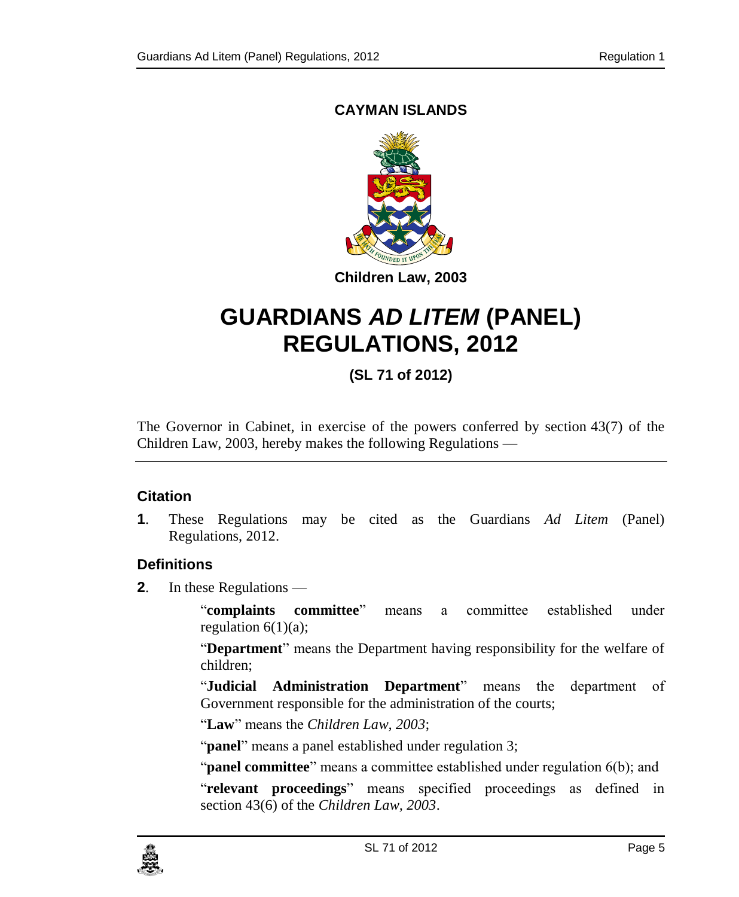**CAYMAN ISLANDS**

**Children Law, 2003**

# GUARDIANS *AD LITEM* (PANEL) REGULATIONS, 2012

**(SL 71 of 2012)**

The Governor in Cabinet, in exercise of the powers conferred by section 43(7) of the Children Law, 2003, hereby makes the following Regulations —

### Citation

**1**. These Regulations may be cited as the Guardians *Ad Litem* (Panel) Regulations, 2012.

### Definitions

**2**. In these Regulations —

"**complaints committee**" means a committee established under regulation 6(1)(a);

"**Department**" means the Department having responsibility for the welfare of children;

"**Judicial Administration Department**" means the department of Government responsible for the administration of the courts;

"**Law**" means the *Children Law, 2003*;

"**panel**" means a panel established under regulation 3;

"**panel committee**" means a committee established under regulation 6(b); and

"**relevant proceedings**" means specified proceedings as defined in section 43(6) of the *Children Law, 2003*.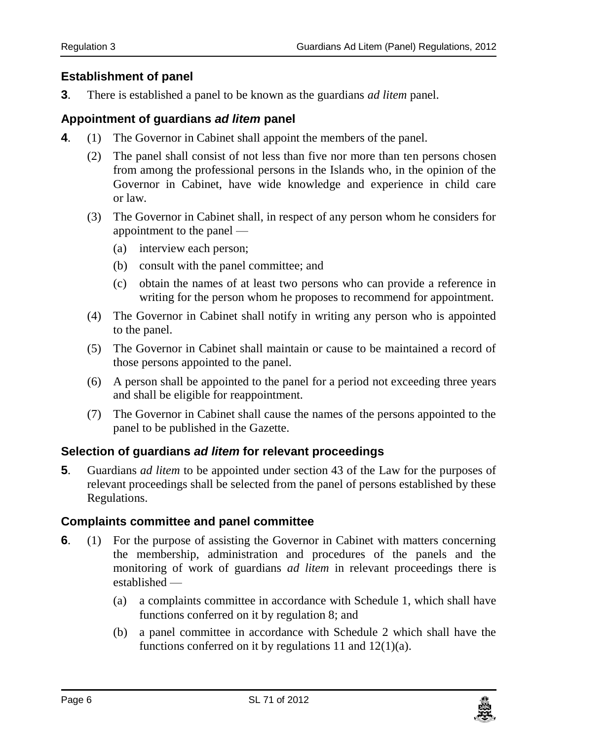### Establishment of panel

**3**. There is established a panel to be known as the guardians *ad litem* panel.

### Appointment of guardians *ad litem* panel

**4**. (1) The Governor in Cabinet shall appoint the members of the panel.

(2) The panel shall consist of not less than five nor more than ten persons chosen from among the professional persons in the Islands who, in the opinion of the Governor in Cabinet, have wide knowledge and experience in child care or law.

(3) The Governor in Cabinet shall, in respect of any person whom he considers for appointment to the panel —

- (a) interview each person;
- (b) consult with the panel committee; and
- (c) obtain the names of at least two persons who can provide a reference in writing for the person whom he proposes to recommend for appointment.

(4) The Governor in Cabinet shall notify in writing any person who is appointed to the panel.

(5) The Governor in Cabinet shall maintain or cause to be maintained a record of those persons appointed to the panel.

(6) A person shall be appointed to the panel for a period not exceeding three years and shall be eligible for reappointment.

(7) The Governor in Cabinet shall cause the names of the persons appointed to the panel to be published in the Gazette.

### Selection of guardians *ad litem* for relevant proceedings

**5**. Guardians *ad litem* to be appointed under section 43 of the Law for the purposes of relevant proceedings shall be selected from the panel of persons established by these Regulations.

### Complaints committee and panel committee

**6**. (1) For the purpose of assisting the Governor in Cabinet with matters concerning the membership, administration and procedures of the panels and the monitoring of work of guardians *ad litem* in relevant proceedings there is established —

- (a) a complaints committee in accordance with Schedule 1, which shall have functions conferred on it by regulation 8; and
- (b) a panel committee in accordance with Schedule 2 which shall have the functions conferred on it by regulations 11 and 12(1)(a).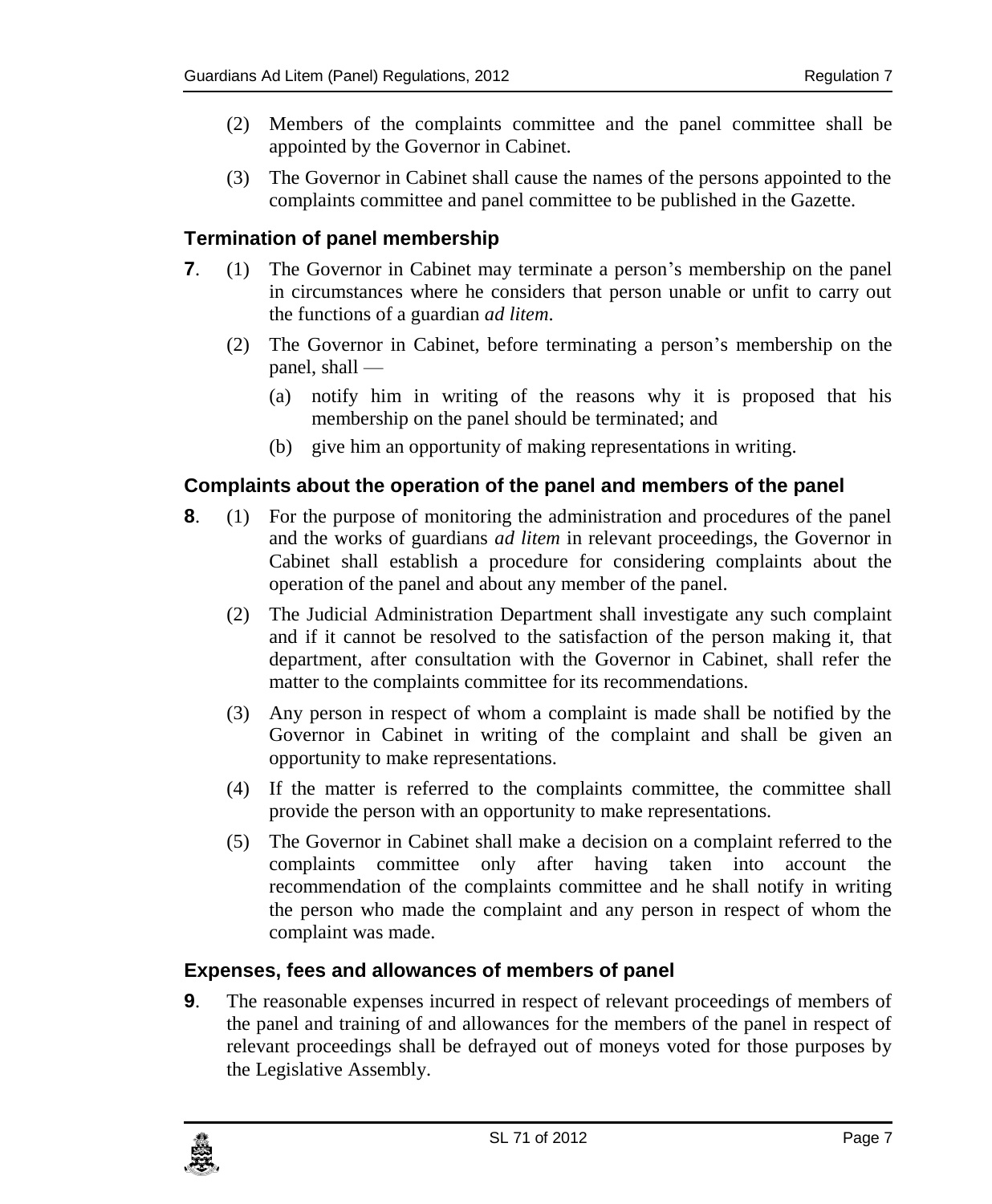(2) Members of the complaints committee and the panel committee shall be appointed by the Governor in Cabinet.

(3) The Governor in Cabinet shall cause the names of the persons appointed to the complaints committee and panel committee to be published in the Gazette.

### Termination of panel membership

**7**. (1) The Governor in Cabinet may terminate a person's membership on the panel in circumstances where he considers that person unable or unfit to carry out the functions of a guardian *ad litem*.

(2) The Governor in Cabinet, before terminating a person's membership on the panel, shall —

(a) notify him in writing of the reasons why it is proposed that his membership on the panel should be terminated; and

(b) give him an opportunity of making representations in writing.

### Complaints about the operation of the panel and members of the panel

**8**. (1) For the purpose of monitoring the administration and procedures of the panel and the works of guardians *ad litem* in relevant proceedings, the Governor in Cabinet shall establish a procedure for considering complaints about the operation of the panel and about any member of the panel.

(2) The Judicial Administration Department shall investigate any such complaint and if it cannot be resolved to the satisfaction of the person making it, that department, after consultation with the Governor in Cabinet, shall refer the matter to the complaints committee for its recommendations.

(3) Any person in respect of whom a complaint is made shall be notified by the Governor in Cabinet in writing of the complaint and shall be given an opportunity to make representations.

(4) If the matter is referred to the complaints committee, the committee shall provide the person with an opportunity to make representations.

(5) The Governor in Cabinet shall make a decision on a complaint referred to the complaints committee only after having taken into account the recommendation of the complaints committee and he shall notify in writing the person who made the complaint and any person in respect of whom the complaint was made.

### Expenses, fees and allowances of members of panel

**9**. The reasonable expenses incurred in respect of relevant proceedings of members of the panel and training of and allowances for the members of the panel in respect of relevant proceedings shall be defrayed out of moneys voted for those purposes by the Legislative Assembly.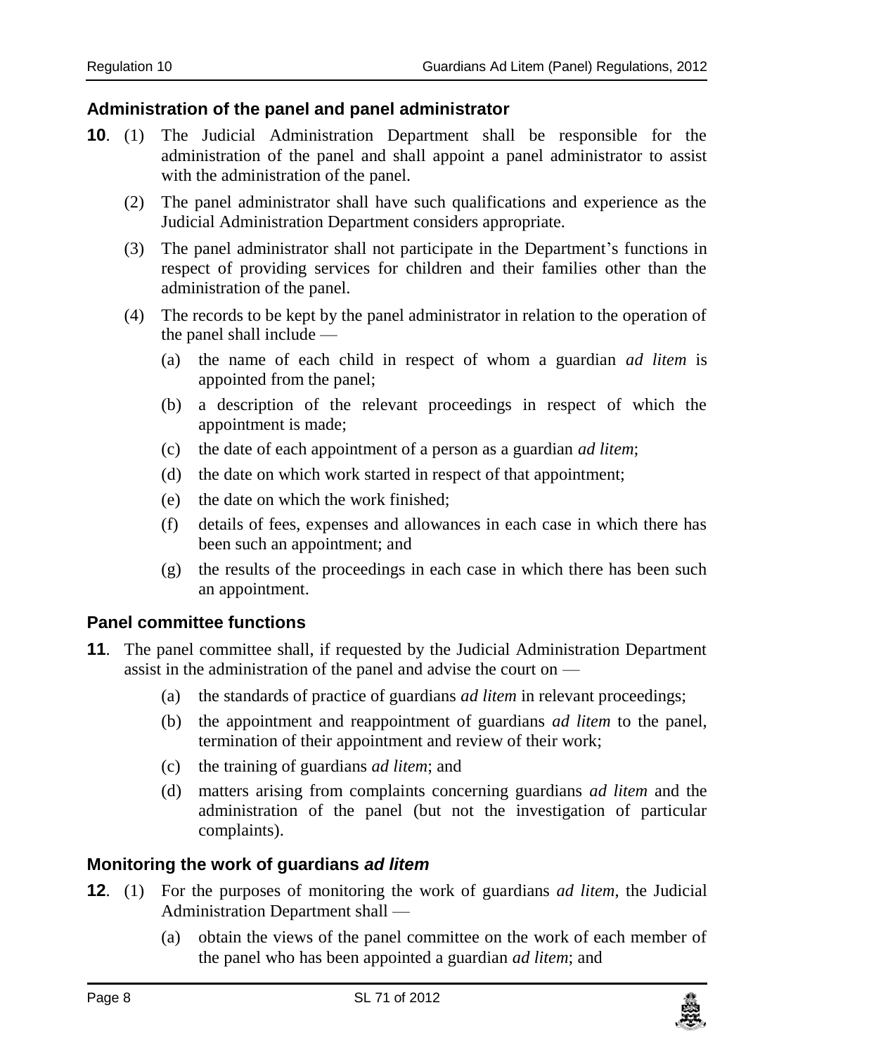### Administration of the panel and panel administrator

**10**. (1) The Judicial Administration Department shall be responsible for the administration of the panel and shall appoint a panel administrator to assist with the administration of the panel.

(2) The panel administrator shall have such qualifications and experience as the Judicial Administration Department considers appropriate.

(3) The panel administrator shall not participate in the Department's functions in respect of providing services for children and their families other than the administration of the panel.

(4) The records to be kept by the panel administrator in relation to the operation of the panel shall include —

- (a) the name of each child in respect of whom a guardian *ad litem* is appointed from the panel;
- (b) a description of the relevant proceedings in respect of which the appointment is made;
- (c) the date of each appointment of a person as a guardian *ad litem*;
- (d) the date on which work started in respect of that appointment;
- (e) the date on which the work finished;
- (f) details of fees, expenses and allowances in each case in which there has been such an appointment; and
- (g) the results of the proceedings in each case in which there has been such an appointment.

### Panel committee functions

**11**. The panel committee shall, if requested by the Judicial Administration Department assist in the administration of the panel and advise the court on —

- (a) the standards of practice of guardians *ad litem* in relevant proceedings;
- (b) the appointment and reappointment of guardians *ad litem* to the panel, termination of their appointment and review of their work;
- (c) the training of guardians *ad litem*; and
- (d) matters arising from complaints concerning guardians *ad litem* and the administration of the panel (but not the investigation of particular complaints).

### Monitoring the work of guardians *ad litem*

**12**. (1) For the purposes of monitoring the work of guardians *ad litem*, the Judicial Administration Department shall —

- (a) obtain the views of the panel committee on the work of each member of the panel who has been appointed a guardian *ad litem*; and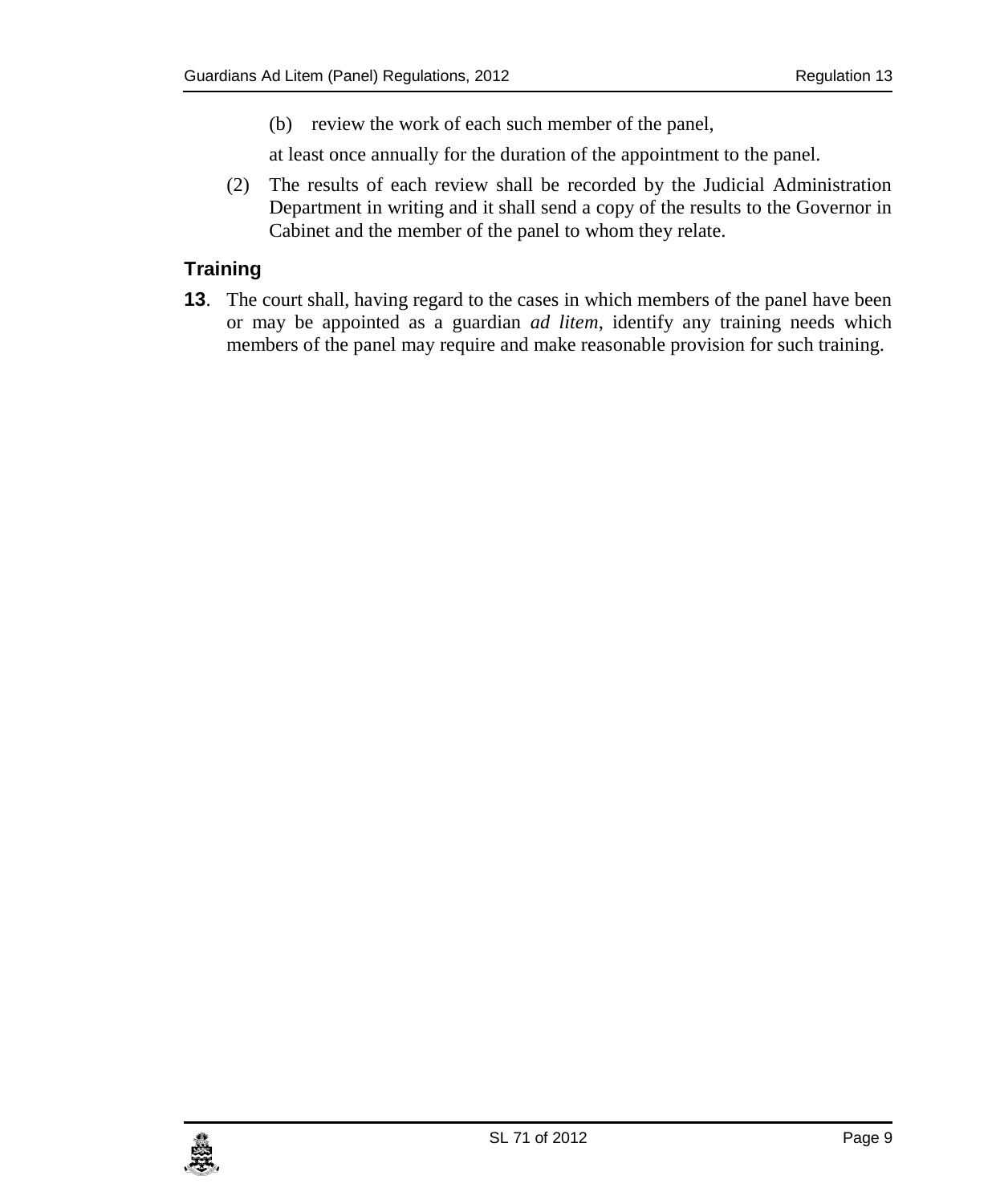(b) review the work of each such member of the panel,

at least once annually for the duration of the appointment to the panel.

(2) The results of each review shall be recorded by the Judicial Administration Department in writing and it shall send a copy of the results to the Governor in Cabinet and the member of the panel to whom they relate.

## Training

**13**. The court shall, having regard to the cases in which members of the panel have been or may be appointed as a guardian *ad litem*, identify any training needs which members of the panel may require and make reasonable provision for such training.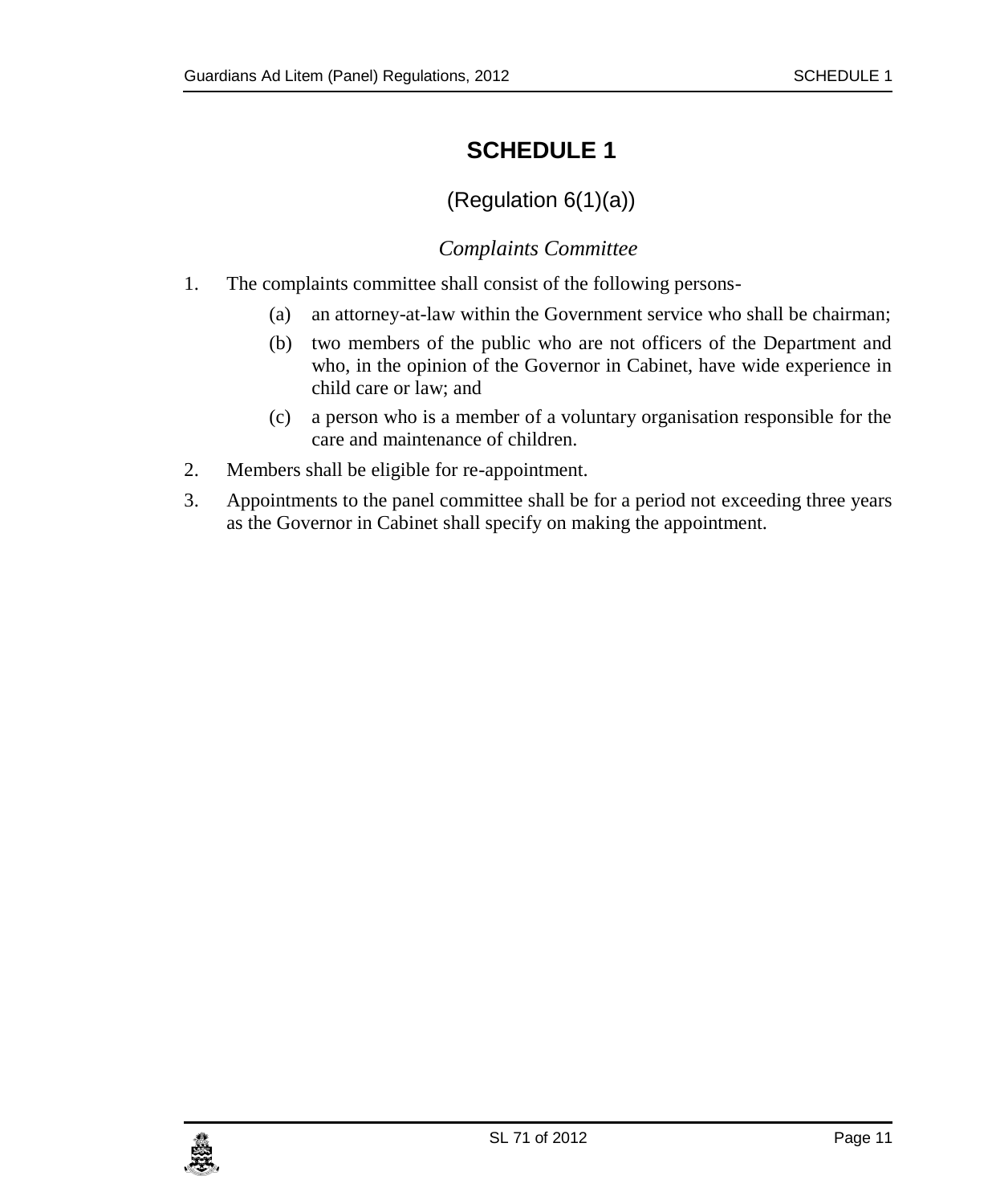# SCHEDULE 1

(Regulation 6(1)(a))

*Complaints Committee*

1. The complaints committee shall consist of the following persons-
   - (a) an attorney-at-law within the Government service who shall be chairman;
   - (b) two members of the public who are not officers of the Department and who, in the opinion of the Governor in Cabinet, have wide experience in child care or law; and
   - (c) a person who is a member of a voluntary organisation responsible for the care and maintenance of children.
2. Members shall be eligible for re-appointment.
3. Appointments to the panel committee shall be for a period not exceeding three years as the Governor in Cabinet shall specify on making the appointment.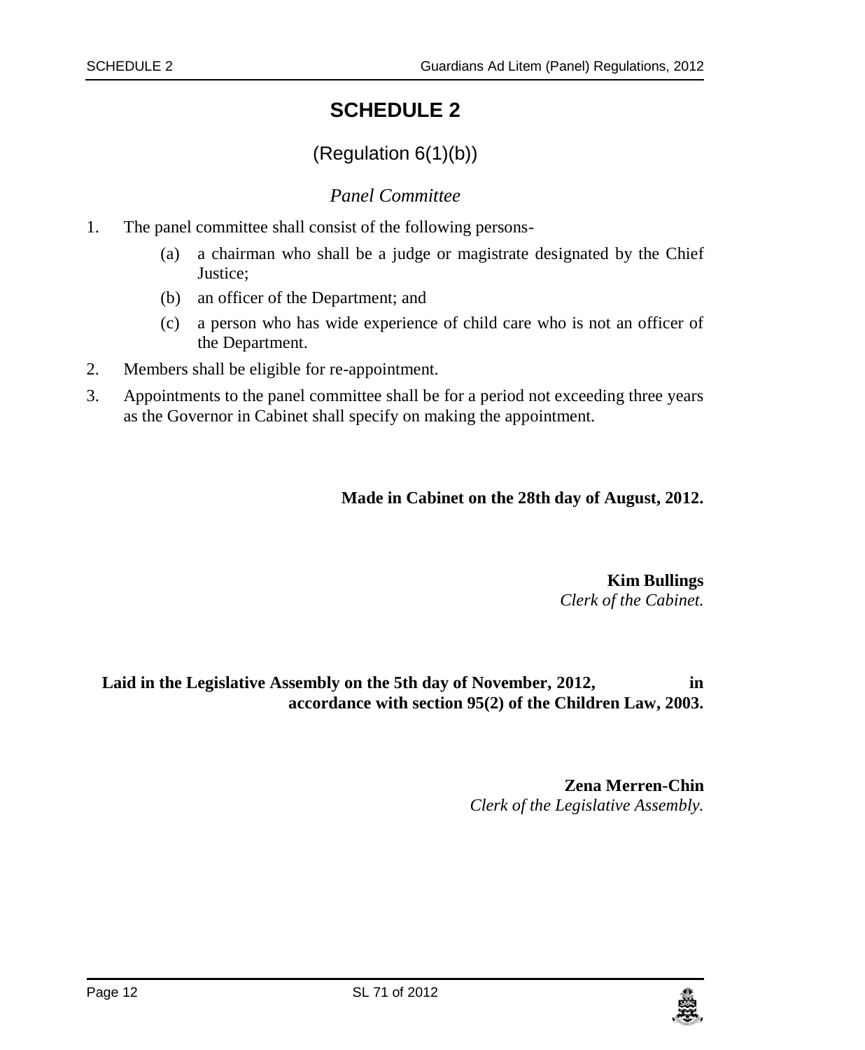# SCHEDULE 2

(Regulation 6(1)(b))

*Panel Committee*

1. The panel committee shall consist of the following persons-
    - (a) a chairman who shall be a judge or magistrate designated by the Chief Justice;
    - (b) an officer of the Department; and
    - (c) a person who has wide experience of child care who is not an officer of the Department.
2. Members shall be eligible for re-appointment.
3. Appointments to the panel committee shall be for a period not exceeding three years as the Governor in Cabinet shall specify on making the appointment.

**Made in Cabinet on the 28th day of August, 2012.**

**Kim Bullings**
*Clerk of the Cabinet.*

**Laid in the Legislative Assembly on the 5th day of November, 2012, in accordance with section 95(2) of the Children Law, 2003.**

**Zena Merren-Chin**
*Clerk of the Legislative Assembly.*